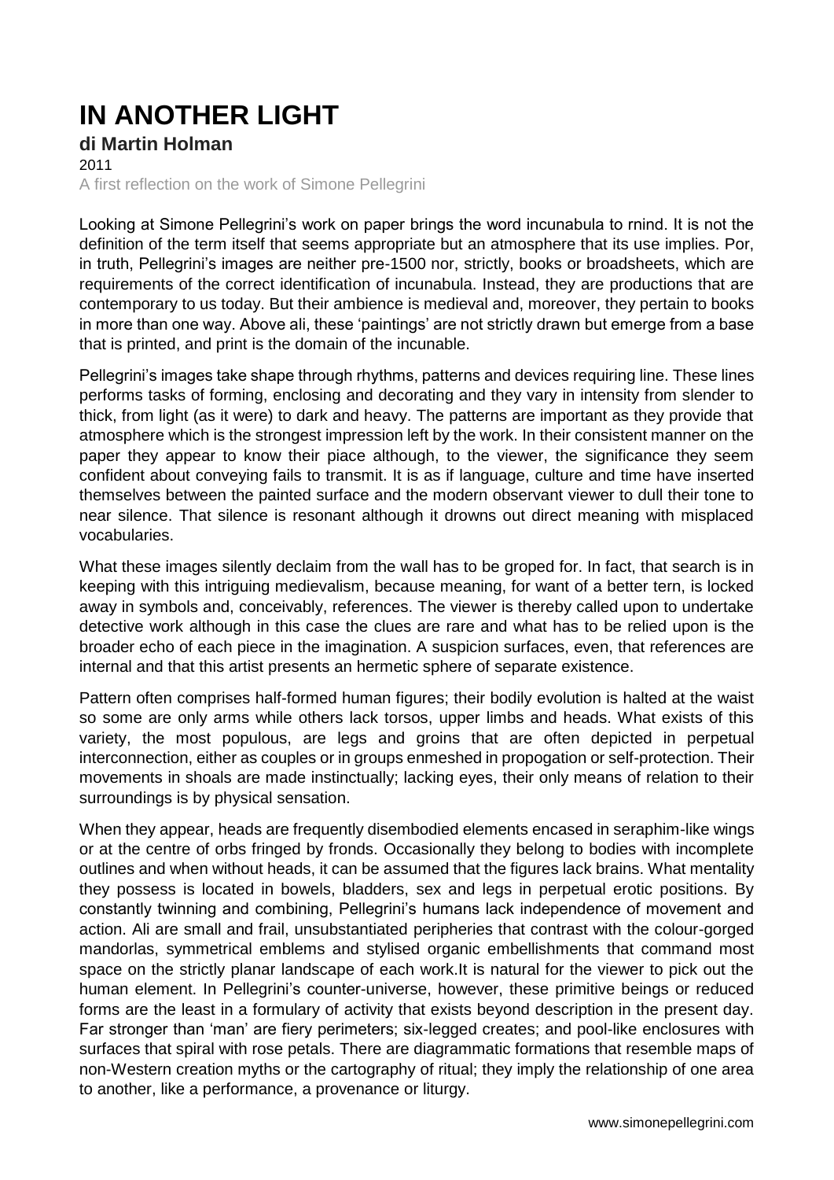# IN ANOTHER LIGHT

**di Martin Holman**

2011

A first reflection on the work of Simone Pellegrini

Looking at Simone Pellegrini's work on paper brings the word incunabula to rnind. It is not the definition of the term itself that seems appropriate but an atmosphere that its use implies. Por, in truth, Pellegrini's images are neither pre-1500 nor, strictly, books or broadsheets, which are requirements of the correct identificatìon of incunabula. Instead, they are productions that are contemporary to us today. But their ambience is medieval and, moreover, they pertain to books in more than one way. Above ali, these 'paintings' are not strictly drawn but emerge from a base that is printed, and print is the domain of the incunable.

Pellegrini's images take shape through rhythms, patterns and devices requiring line. These lines performs tasks of forming, enclosing and decorating and they vary in intensity from slender to thick, from light (as it were) to dark and heavy. The patterns are important as they provide that atmosphere which is the strongest impression left by the work. In their consistent manner on the paper they appear to know their piace although, to the viewer, the significance they seem confident about conveying fails to transmit. It is as if language, culture and time have inserted themselves between the painted surface and the modern observant viewer to dull their tone to near silence. That silence is resonant although it drowns out direct meaning with misplaced vocabularies.

What these images silently declaim from the wall has to be groped for. In fact, that search is in keeping with this intriguing medievalism, because meaning, for want of a better tern, is locked away in symbols and, conceivably, references. The viewer is thereby called upon to undertake detective work although in this case the clues are rare and what has to be relied upon is the broader echo of each piece in the imagination. A suspicion surfaces, even, that references are internal and that this artist presents an hermetic sphere of separate existence.

Pattern often comprises half-formed human figures; their bodily evolution is halted at the waist so some are only arms while others lack torsos, upper limbs and heads. What exists of this variety, the most populous, are legs and groins that are often depicted in perpetual interconnection, either as couples or in groups enmeshed in propogation or self-protection. Their movements in shoals are made instinctually; lacking eyes, their only means of relation to their surroundings is by physical sensation.

When they appear, heads are frequently disembodied elements encased in seraphim-like wings or at the centre of orbs fringed by fronds. Occasionally they belong to bodies with incomplete outlines and when without heads, it can be assumed that the figures lack brains. What mentality they possess is located in bowels, bladders, sex and legs in perpetual erotic positions. By constantly twinning and combining, Pellegrini's humans lack independence of movement and action. Ali are small and frail, unsubstantiated peripheries that contrast with the colour-gorged mandorlas, symmetrical emblems and stylised organic embellishments that command most space on the strictly planar landscape of each work.It is natural for the viewer to pick out the human element. In Pellegrini's counter-universe, however, these primitive beings or reduced forms are the least in a formulary of activity that exists beyond description in the present day. Far stronger than 'man' are fiery perimeters; six-legged creates; and pool-like enclosures with surfaces that spiral with rose petals. There are diagrammatic formations that resemble maps of non-Western creation myths or the cartography of ritual; they imply the relationship of one area to another, like a performance, a provenance or liturgy.

www.simonepellegrini.com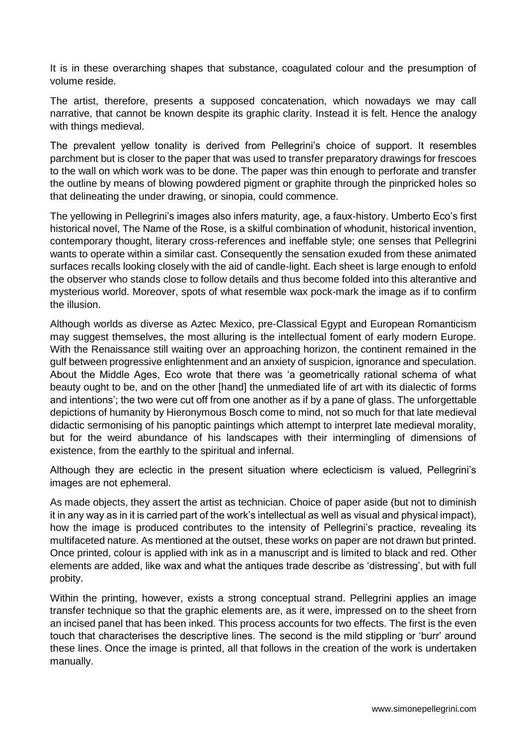It is in these overarching shapes that substance, coagulated colour and the presumption of volume reside.

The artist, therefore, presents a supposed concatenation, which nowadays we may call narrative, that cannot be known despite its graphic clarity. Instead it is felt. Hence the analogy with things medieval.

The prevalent yellow tonality is derived from Pellegrini's choice of support. It resembles parchment but is closer to the paper that was used to transfer preparatory drawings for frescoes to the wall on which work was to be done. The paper was thin enough to perforate and transfer the outline by means of blowing powdered pigment or graphite through the pinpricked holes so that delineating the under drawing, or sinopia, could commence.

The yellowing in Pellegrini's images also infers maturity, age, a faux-history. Umberto Eco's first historical novel, The Name of the Rose, is a skilful combination of whodunit, historical invention, contemporary thought, literary cross-references and ineffable style; one senses that Pellegrini wants to operate within a similar cast. Consequently the sensation exuded from these animated surfaces recalls looking closely with the aid of candle-light. Each sheet is large enough to enfold the observer who stands close to follow details and thus become folded into this alterantive and mysterious world. Moreover, spots of what resemble wax pock-mark the image as if to confirm the illusion.

Although worlds as diverse as Aztec Mexico, pre-Classical Egypt and European Romanticism may suggest themselves, the most alluring is the intellectual foment of early modern Europe. With the Renaissance still waiting over an approaching horizon, the continent remained in the gulf between progressive enlightenment and an anxiety of suspicion, ignorance and speculation. About the Middle Ages, Eco wrote that there was 'a geometrically rational schema of what beauty ought to be, and on the other [hand] the unmediated life of art with its dialectic of forms and intentions'; the two were cut off from one another as if by a pane of glass. The unforgettable depictions of humanity by Hieronymous Bosch come to mind, not so much for that late medieval didactic sermonising of his panoptic paintings which attempt to interpret late medieval morality, but for the weird abundance of his landscapes with their intermingling of dimensions of existence, from the earthly to the spiritual and infernal.

Although they are eclectic in the present situation where eclecticism is valued, Pellegrini's images are not ephemeral.

As made objects, they assert the artist as technician. Choice of paper aside (but not to diminish it in any way as in it is carried part of the work's intellectual as well as visual and physical impact), how the image is produced contributes to the intensity of Pellegrini's practice, revealing its multifaceted nature. As mentioned at the outset, these works on paper are not drawn but printed. Once printed, colour is applied with ink as in a manuscript and is limited to black and red. Other elements are added, like wax and what the antiques trade describe as 'distressing', but with full probity.

Within the printing, however, exists a strong conceptual strand. Pellegrini applies an image transfer technique so that the graphic elements are, as it were, impressed on to the sheet frorn an incised panel that has been inked. This process accounts for two effects. The first is the even touch that characterises the descriptive lines. The second is the mild stippling or 'burr' around these lines. Once the image is printed, all that follows in the creation of the work is undertaken manually.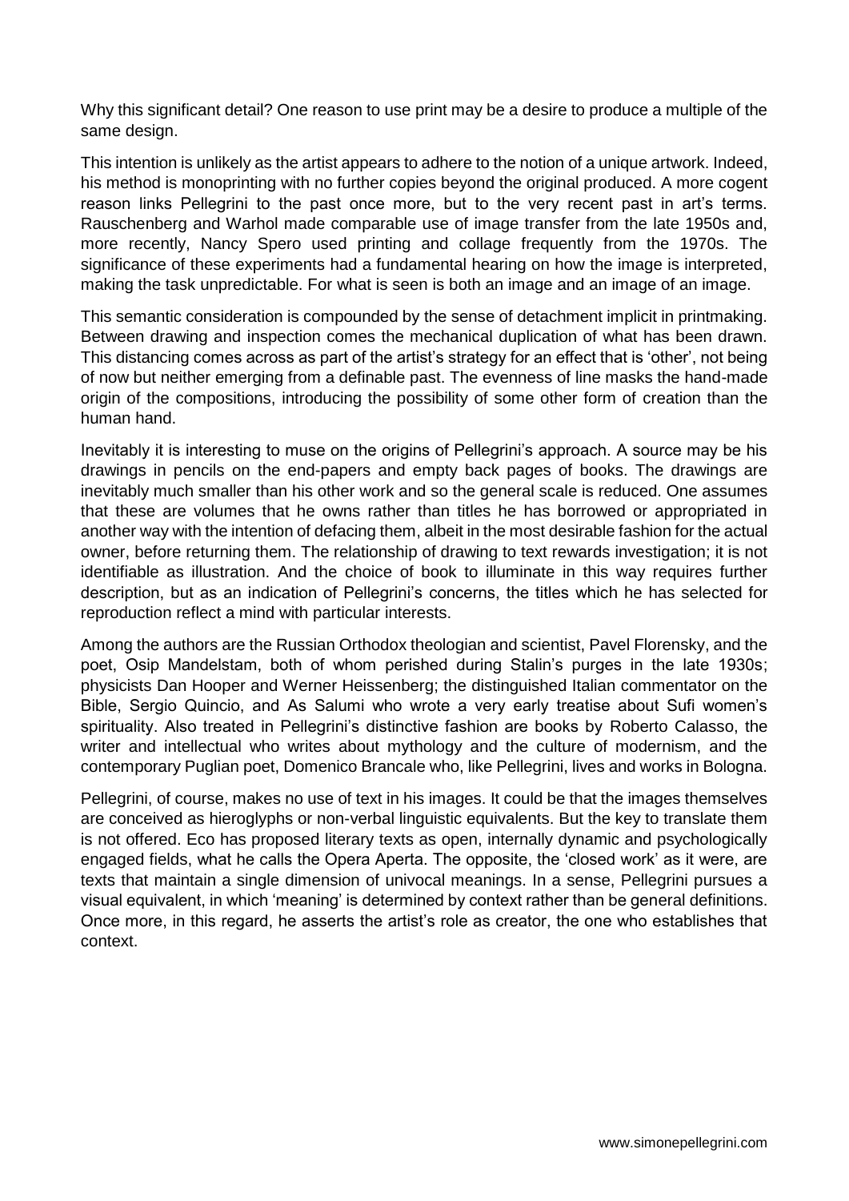Why this significant detail? One reason to use print may be a desire to produce a multiple of the same design.

This intention is unlikely as the artist appears to adhere to the notion of a unique artwork. Indeed, his method is monoprinting with no further copies beyond the original produced. A more cogent reason links Pellegrini to the past once more, but to the very recent past in art's terms. Rauschenberg and Warhol made comparable use of image transfer from the late 1950s and, more recently, Nancy Spero used printing and collage frequently from the 1970s. The significance of these experiments had a fundamental hearing on how the image is interpreted, making the task unpredictable. For what is seen is both an image and an image of an image.

This semantic consideration is compounded by the sense of detachment implicit in printmaking. Between drawing and inspection comes the mechanical duplication of what has been drawn. This distancing comes across as part of the artist's strategy for an effect that is 'other', not being of now but neither emerging from a definable past. The evenness of line masks the hand-made origin of the compositions, introducing the possibility of some other form of creation than the human hand.

Inevitably it is interesting to muse on the origins of Pellegrini's approach. A source may be his drawings in pencils on the end-papers and empty back pages of books. The drawings are inevitably much smaller than his other work and so the general scale is reduced. One assumes that these are volumes that he owns rather than titles he has borrowed or appropriated in another way with the intention of defacing them, albeit in the most desirable fashion for the actual owner, before returning them. The relationship of drawing to text rewards investigation; it is not identifiable as illustration. And the choice of book to illuminate in this way requires further description, but as an indication of Pellegrini's concerns, the titles which he has selected for reproduction reflect a mind with particular interests.

Among the authors are the Russian Orthodox theologian and scientist, Pavel Florensky, and the poet, Osip Mandelstam, both of whom perished during Stalin's purges in the late 1930s; physicists Dan Hooper and Werner Heissenberg; the distinguished Italian commentator on the Bible, Sergio Quincio, and As Salumi who wrote a very early treatise about Sufi women's spirituality. Also treated in Pellegrini's distinctive fashion are books by Roberto Calasso, the writer and intellectual who writes about mythology and the culture of modernism, and the contemporary Puglian poet, Domenico Brancale who, like Pellegrini, lives and works in Bologna.

Pellegrini, of course, makes no use of text in his images. It could be that the images themselves are conceived as hieroglyphs or non-verbal linguistic equivalents. But the key to translate them is not offered. Eco has proposed literary texts as open, internally dynamic and psychologically engaged fields, what he calls the Opera Aperta. The opposite, the 'closed work' as it were, are texts that maintain a single dimension of univocal meanings. In a sense, Pellegrini pursues a visual equivalent, in which 'meaning' is determined by context rather than be general definitions. Once more, in this regard, he asserts the artist's role as creator, the one who establishes that context.

www.simonepellegrini.com